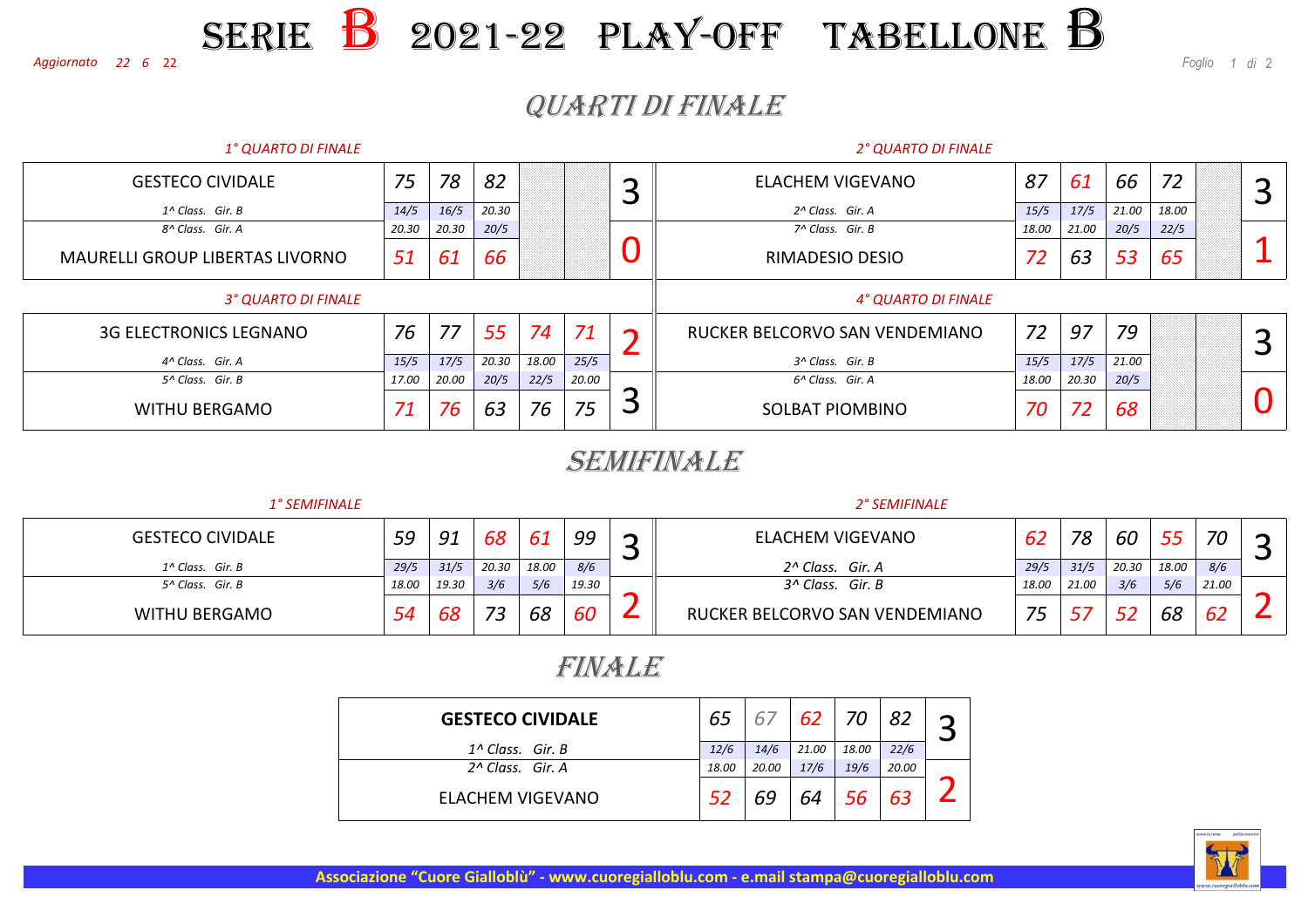# SERIE B 2021-22 PLAY-OFF TABELLONE B

*Aggiornato 22 6 22*

## QUARTI DI FINALE

### 1° QUARTO DI FINALE

| Squadra | G1 | G2 | G3 | G4 | G5 | Vittorie |
|---|---|---|---|---|---|---|
| GESTECO CIVIDALE (1^ Class. Gir. B) | 75 | 78 | 82 | | | 3 |
| Data/Ora | 14/5 20.30 | 16/5 20.30 | 20.30 20/5 | | | |
| MAURELLI GROUP LIBERTAS LIVORNO (8^ Class. Gir. A) | 51 | 61 | 66 | | | 0 |

### 2° QUARTO DI FINALE

| Squadra | G1 | G2 | G3 | G4 | G5 | Vittorie |
|---|---|---|---|---|---|---|
| ELACHEM VIGEVANO (2^ Class. Gir. A) | 87 | 61 | 66 | 72 | | 3 |
| Data/Ora | 15/5 18.00 | 17/5 21.00 | 21.00 20/5 | 18.00 22/5 | | |
| RIMADESIO DESIO (7^ Class. Gir. B) | 72 | 63 | 53 | 65 | | 1 |

### 3° QUARTO DI FINALE

| Squadra | G1 | G2 | G3 | G4 | G5 | Vittorie |
|---|---|---|---|---|---|---|
| 3G ELECTRONICS LEGNANO (4^ Class. Gir. A) | 76 | 77 | 55 | 74 | 71 | 2 |
| Data/Ora | 15/5 17.00 | 17/5 20.00 | 20.30 20/5 | 18.00 22/5 | 25/5 20.00 | |
| WITHU BERGAMO (5^ Class. Gir. B) | 71 | 76 | 63 | 76 | 75 | 3 |

### 4° QUARTO DI FINALE

| Squadra | G1 | G2 | G3 | G4 | G5 | Vittorie |
|---|---|---|---|---|---|---|
| RUCKER BELCORVO SAN VENDEMIANO (3^ Class. Gir. B) | 72 | 97 | 79 | | | 3 |
| Data/Ora | 15/5 18.00 | 17/5 20.30 | 21.00 20/5 | | | |
| SOLBAT PIOMBINO (6^ Class. Gir. A) | 70 | 72 | 68 | | | 0 |

## SEMIFINALE

### 1° SEMIFINALE

| Squadra | G1 | G2 | G3 | G4 | G5 | Vittorie |
|---|---|---|---|---|---|---|
| GESTECO CIVIDALE (1^ Class. Gir. B) | 59 | 91 | 68 | 61 | 99 | 3 |
| Data/Ora | 29/5 18.00 | 31/5 19.30 | 20.30 3/6 | 18.00 5/6 | 8/6 19.30 | |
| WITHU BERGAMO (5^ Class. Gir. B) | 54 | 68 | 73 | 68 | 60 | 2 |

### 2° SEMIFINALE

| Squadra | G1 | G2 | G3 | G4 | G5 | Vittorie |
|---|---|---|---|---|---|---|
| ELACHEM VIGEVANO (2^ Class. Gir. A) | 62 | 78 | 60 | 55 | 70 | 3 |
| Data/Ora | 29/5 18.00 | 31/5 21.00 | 20.30 3/6 | 18.00 5/6 | 8/6 21.00 | |
| RUCKER BELCORVO SAN VENDEMIANO (3^ Class. Gir. B) | 75 | 57 | 52 | 68 | 62 | 2 |

## FINALE

| Squadra | G1 | G2 | G3 | G4 | G5 | Vittorie |
|---|---|---|---|---|---|---|
| **GESTECO CIVIDALE** (1^ Class. Gir. B) | 65 | 67 | 62 | 70 | 82 | 3 |
| Data/Ora | 12/6 18.00 | 14/6 20.00 | 21.00 17/6 | 18.00 19/6 | 22/6 20.00 | |
| ELACHEM VIGEVANO (2^ Class. Gir. A) | 52 | 69 | 64 | 56 | 63 | 2 |

**Associazione "Cuore Gialloblù" - www.cuoregialloblu.com - e.mail stampa@cuoregialloblu.com**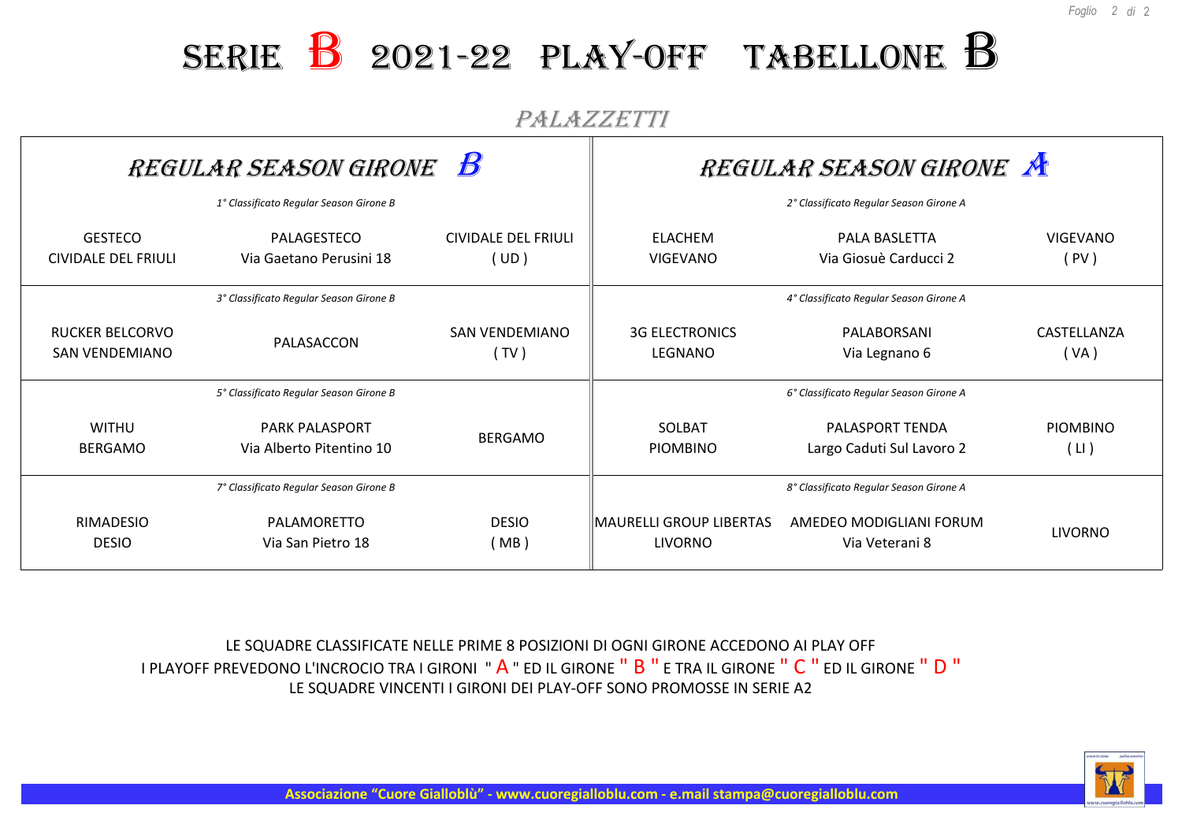# SERIE B 2021-22 PLAY-OFF TABELLONE B

*PALAZZETTI*

| REGULAR SEASON GIRONE B | | | REGULAR SEASON GIRONE A | | |
|---|---|---|---|---|---|
| *1° Classificato Regular Season Girone B* | | | *2° Classificato Regular Season Girone A* | | |
| GESTECO CIVIDALE DEL FRIULI | PALAGESTECO Via Gaetano Perusini 18 | CIVIDALE DEL FRIULI ( UD ) | ELACHEM VIGEVANO | PALA BASLETTA Via Giosuè Carducci 2 | VIGEVANO ( PV ) |
| *3° Classificato Regular Season Girone B* | | | *4° Classificato Regular Season Girone A* | | |
| RUCKER BELCORVO SAN VENDEMIANO | PALASACCON | SAN VENDEMIANO ( TV ) | 3G ELECTRONICS LEGNANO | PALABORSANI Via Legnano 6 | CASTELLANZA ( VA ) |
| *5° Classificato Regular Season Girone B* | | | *6° Classificato Regular Season Girone A* | | |
| WITHU BERGAMO | PARK PALASPORT Via Alberto Pitentino 10 | BERGAMO | SOLBAT PIOMBINO | PALASPORT TENDA Largo Caduti Sul Lavoro 2 | PIOMBINO ( LI ) |
| *7° Classificato Regular Season Girone B* | | | *8° Classificato Regular Season Girone A* | | |
| RIMADESIO DESIO | PALAMORETTO Via San Pietro 18 | DESIO ( MB ) | MAURELLI GROUP LIBERTAS LIVORNO | AMEDEO MODIGLIANI FORUM Via Veterani 8 | LIVORNO |

LE SQUADRE CLASSIFICATE NELLE PRIME 8 POSIZIONI DI OGNI GIRONE ACCEDONO AI PLAY OFF
I PLAYOFF PREVEDONO L'INCROCIO TRA I GIRONI " A " ED IL GIRONE " B " E TRA IL GIRONE " C " ED IL GIRONE " D "
LE SQUADRE VINCENTI I GIRONI DEI PLAY-OFF SONO PROMOSSE IN SERIE A2

**Associazione "Cuore Gialloblù" - www.cuoregialloblu.com - e.mail stampa@cuoregialloblu.com**